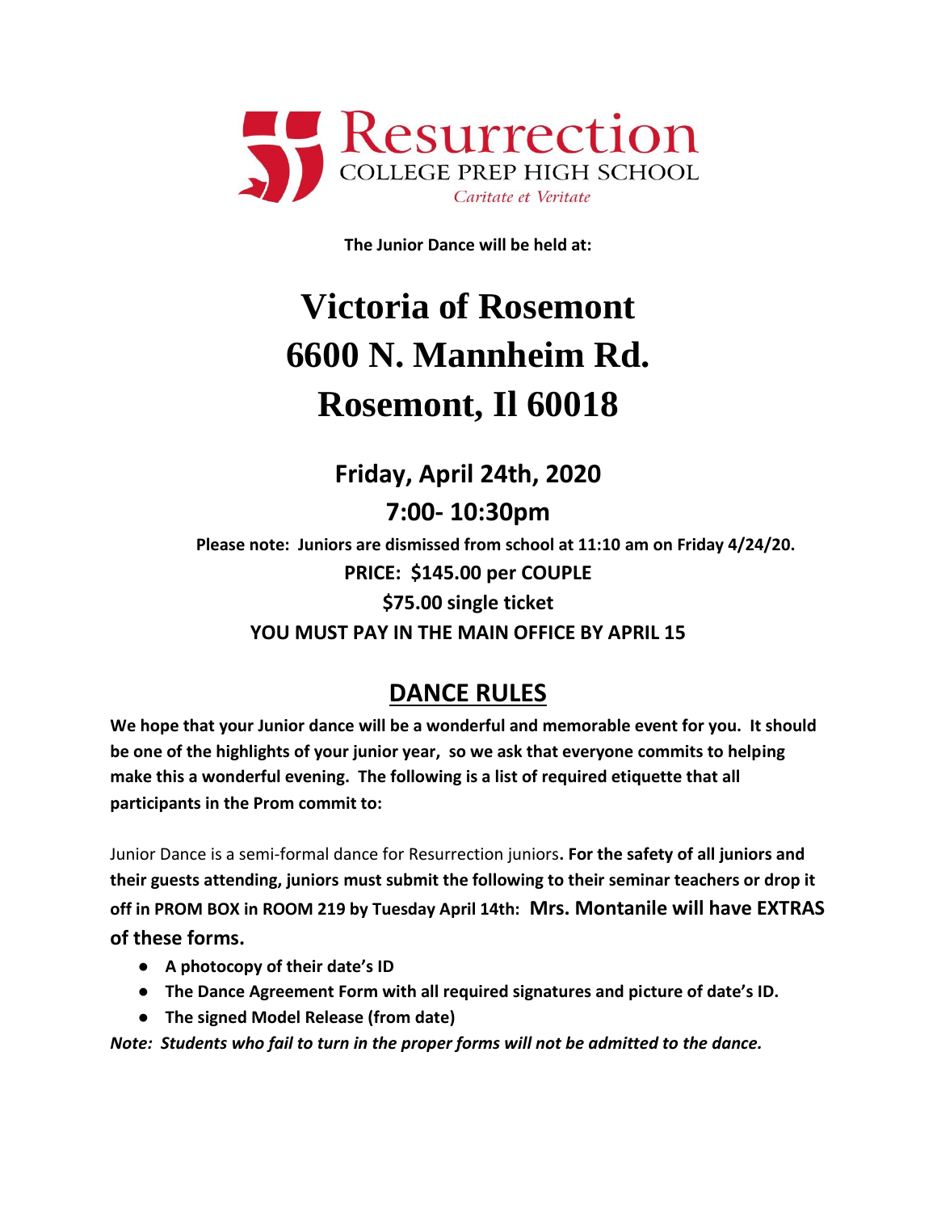Resurrection
COLLEGE PREP HIGH SCHOOL
*Caritate et Veritate*

**The Junior Dance will be held at:**

# Victoria of Rosemont
# 6600 N. Mannheim Rd.
# Rosemont, Il 60018

## Friday, April 24th, 2020
## 7:00- 10:30pm

**Please note: Juniors are dismissed from school at 11:10 am on Friday 4/24/20.**

**PRICE: $145.00 per COUPLE**

**$75.00 single ticket**

**YOU MUST PAY IN THE MAIN OFFICE BY APRIL 15**

## DANCE RULES

**We hope that your Junior dance will be a wonderful and memorable event for you. It should be one of the highlights of your junior year, so we ask that everyone commits to helping make this a wonderful evening. The following is a list of required etiquette that all participants in the Prom commit to:**

Junior Dance is a semi-formal dance for Resurrection juniors**. For the safety of all juniors and their guests attending, juniors must submit the following to their seminar teachers or drop it off in PROM BOX in ROOM 219 by Tuesday April 14th: Mrs. Montanile will have EXTRAS of these forms.**

- **A photocopy of their date's ID**
- **The Dance Agreement Form with all required signatures and picture of date's ID.**
- **The signed Model Release (from date)**

***Note: Students who fail to turn in the proper forms will not be admitted to the dance.***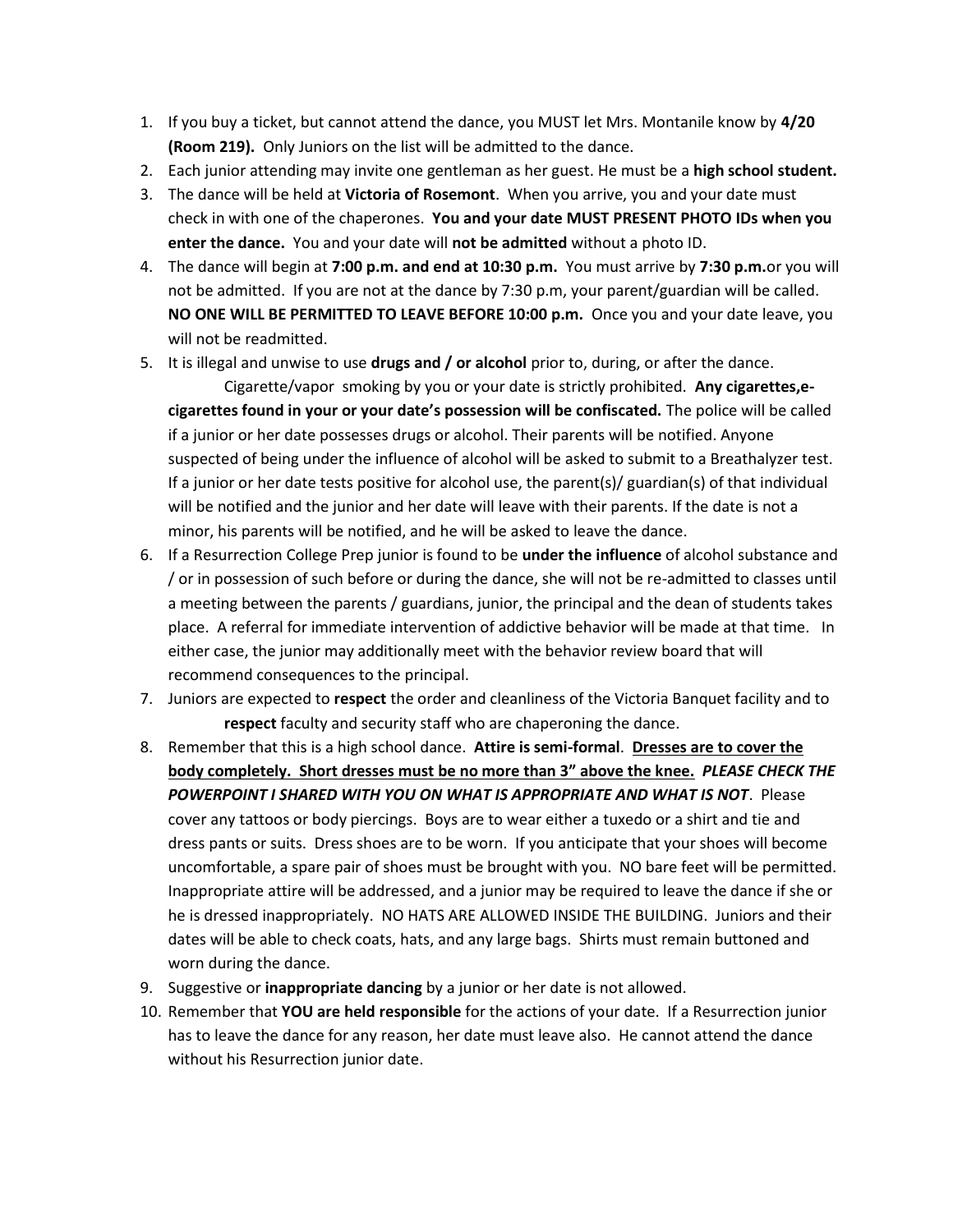1. If you buy a ticket, but cannot attend the dance, you MUST let Mrs. Montanile know by **4/20 (Room 219).** Only Juniors on the list will be admitted to the dance.
2. Each junior attending may invite one gentleman as her guest. He must be a **high school student.**
3. The dance will be held at **Victoria of Rosemont**. When you arrive, you and your date must check in with one of the chaperones. **You and your date MUST PRESENT PHOTO IDs when you enter the dance.** You and your date will **not be admitted** without a photo ID.
4. The dance will begin at **7:00 p.m. and end at 10:30 p.m.** You must arrive by **7:30 p.m.**or you will not be admitted. If you are not at the dance by 7:30 p.m, your parent/guardian will be called. **NO ONE WILL BE PERMITTED TO LEAVE BEFORE 10:00 p.m.** Once you and your date leave, you will not be readmitted.
5. It is illegal and unwise to use **drugs and / or alcohol** prior to, during, or after the dance. Cigarette/vapor smoking by you or your date is strictly prohibited. **Any cigarettes,e-cigarettes found in your or your date's possession will be confiscated.** The police will be called if a junior or her date possesses drugs or alcohol. Their parents will be notified. Anyone suspected of being under the influence of alcohol will be asked to submit to a Breathalyzer test. If a junior or her date tests positive for alcohol use, the parent(s)/ guardian(s) of that individual will be notified and the junior and her date will leave with their parents. If the date is not a minor, his parents will be notified, and he will be asked to leave the dance.
6. If a Resurrection College Prep junior is found to be **under the influence** of alcohol substance and / or in possession of such before or during the dance, she will not be re-admitted to classes until a meeting between the parents / guardians, junior, the principal and the dean of students takes place. A referral for immediate intervention of addictive behavior will be made at that time. In either case, the junior may additionally meet with the behavior review board that will recommend consequences to the principal.
7. Juniors are expected to **respect** the order and cleanliness of the Victoria Banquet facility and to **respect** faculty and security staff who are chaperoning the dance.
8. Remember that this is a high school dance. **Attire is semi-formal**. **<u>Dresses are to cover the body completely. Short dresses must be no more than 3" above the knee.</u>** ***PLEASE CHECK THE POWERPOINT I SHARED WITH YOU ON WHAT IS APPROPRIATE AND WHAT IS NOT***. Please cover any tattoos or body piercings. Boys are to wear either a tuxedo or a shirt and tie and dress pants or suits. Dress shoes are to be worn. If you anticipate that your shoes will become uncomfortable, a spare pair of shoes must be brought with you. NO bare feet will be permitted. Inappropriate attire will be addressed, and a junior may be required to leave the dance if she or he is dressed inappropriately. NO HATS ARE ALLOWED INSIDE THE BUILDING. Juniors and their dates will be able to check coats, hats, and any large bags. Shirts must remain buttoned and worn during the dance.
9. Suggestive or **inappropriate dancing** by a junior or her date is not allowed.
10. Remember that **YOU are held responsible** for the actions of your date. If a Resurrection junior has to leave the dance for any reason, her date must leave also. He cannot attend the dance without his Resurrection junior date.